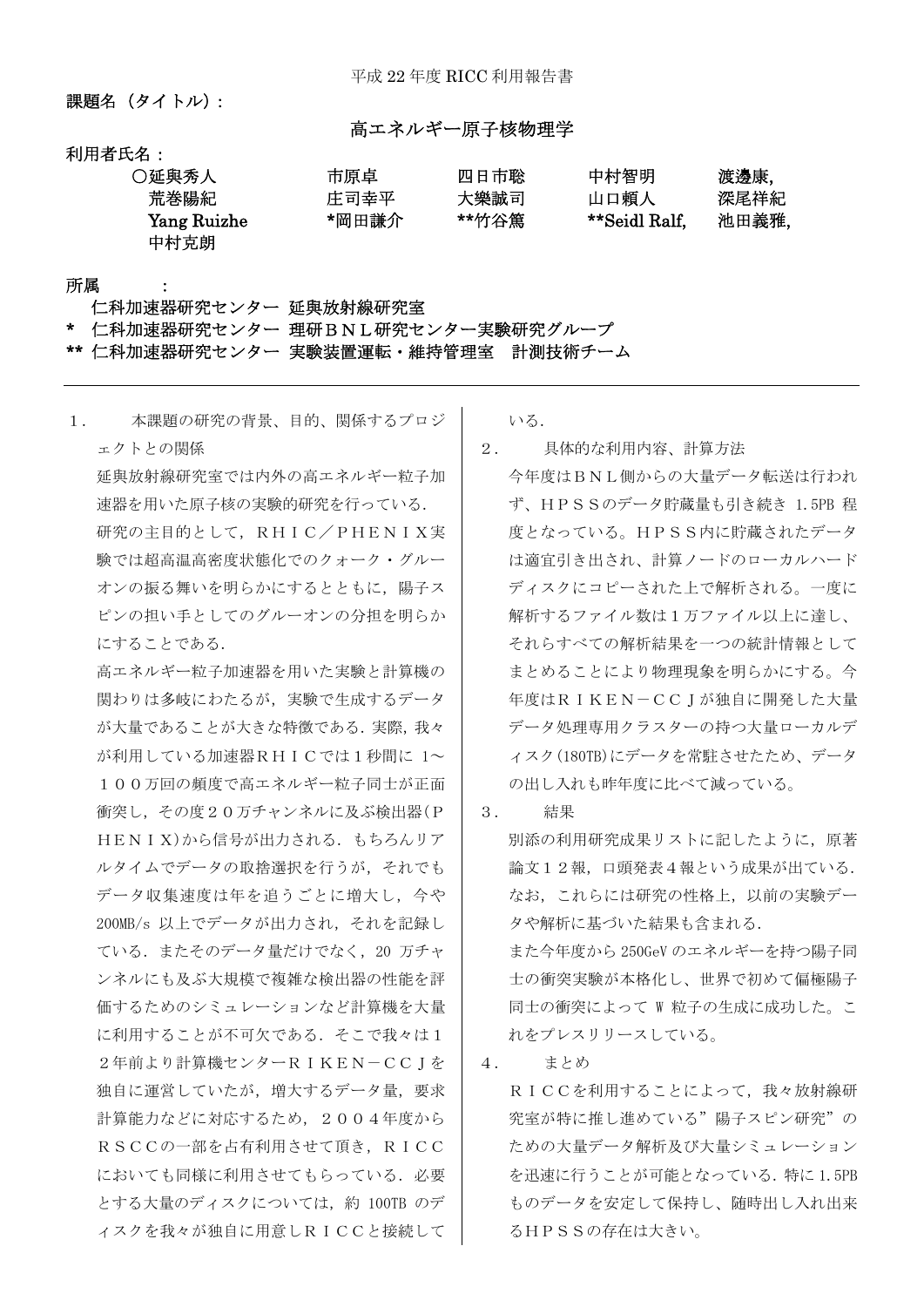平成 22 年度 RICC 利用報告書

**課題名（タイトル）：**

**高エネルギー原子核物理学**

**利用者氏名：**

| | | | | |
|---|---|---|---|---|
| ○延輿秀人 | 市原卓 | 四日市聡 | 中村智明 | 渡邊康, |
| 荒巻陽紀 | 庄司幸平 | 大樂誠司 | 山口頼人 | 深尾祥紀 |
| Yang Ruizhe | *岡田謙介 | **竹谷篤 | **Seidl Ralf, | 池田義雅, |
| 中村克朗 | | | | |

**所属　　　：**

仁科加速器研究センター　延與放射線研究室

\* 仁科加速器研究センター　理研ＢＮＬ研究センター実験研究グループ

\*\* 仁科加速器研究センター　実験装置運転・維持管理室　計測技術チーム

---

1．　本課題の研究の背景、目的、関係するプロジェクトとの関係

延與放射線研究室では内外の高エネルギー粒子加速器を用いた原子核の実験的研究を行っている．

研究の主目的として，ＲＨＩＣ／ＰＨＥＮＩＸ実験では超高温高密度状態化でのクォーク・グルーオンの振る舞いを明らかにするとともに，陽子スピンの担い手としてのグルーオンの分担を明らかにすることである．

高エネルギー粒子加速器を用いた実験と計算機の関わりは多岐にわたるが，実験で生成するデータが大量であることが大きな特徴である．実際，我々が利用している加速器ＲＨＩＣでは１秒間に 1～１００万回の頻度で高エネルギー粒子同士が正面衝突し，その度２０万チャンネルに及ぶ検出器(ＰＨＥＮＩＸ)から信号が出力される．もちろんリアルタイムでデータの取捨選択を行うが，それでもデータ収集速度は年を追うごとに増大し，今や 200MB/s 以上でデータが出力され，それを記録している．またそのデータ量だけでなく，20 万チャンネルにも及ぶ大規模で複雑な検出器の性能を評価するためのシミュレーションなど計算機を大量に利用することが不可欠である．そこで我々は１２年前より計算機センターＲＩＫＥＮ－ＣＣＪを独自に運営していたが，増大するデータ量，要求計算能力などに対応するため，２００４年度からＲＳＣＣの一部を占有利用させて頂き，ＲＩＣＣにおいても同様に利用させてもらっている．必要とする大量のディスクについては，約 100TB のディスクを我々が独自に用意しＲＩＣＣと接続している．

2．　具体的な利用内容、計算方法

今年度はＢＮＬ側からの大量データ転送は行われず、ＨＰＳＳのデータ貯蔵量も引き続き 1.5PB 程度となっている。ＨＰＳＳ内に貯蔵されたデータは適宜引き出され、計算ノードのローカルハードディスクにコピーされた上で解析される。一度に解析するファイル数は１万ファイル以上に達し、それらすべての解析結果を一つの統計情報としてまとめることにより物理現象を明らかにする。今年度はＲＩＫＥＮ－ＣＣＪが独自に開発した大量データ処理専用クラスターの持つ大量ローカルディスク(180TB)にデータを常駐させたため、データの出し入れも昨年度に比べて減っている。

3．　結果

別添の利用研究成果リストに記したように，原著論文１２報，口頭発表４報という成果が出ている．なお，これらには研究の性格上，以前の実験データや解析に基づいた結果も含まれる．

また今年度から 250GeV のエネルギーを持つ陽子同士の衝突実験が本格化し、世界で初めて偏極陽子同士の衝突によって W 粒子の生成に成功した。これをプレスリリースしている。

4．　まとめ

ＲＩＣＣを利用することによって，我々放射線研究室が特に推し進めている”陽子スピン研究”のための大量データ解析及び大量シミュレーションを迅速に行うことが可能となっている．特に 1.5PB ものデータを安定して保持し、随時出し入れ出来るＨＰＳＳの存在は大きい。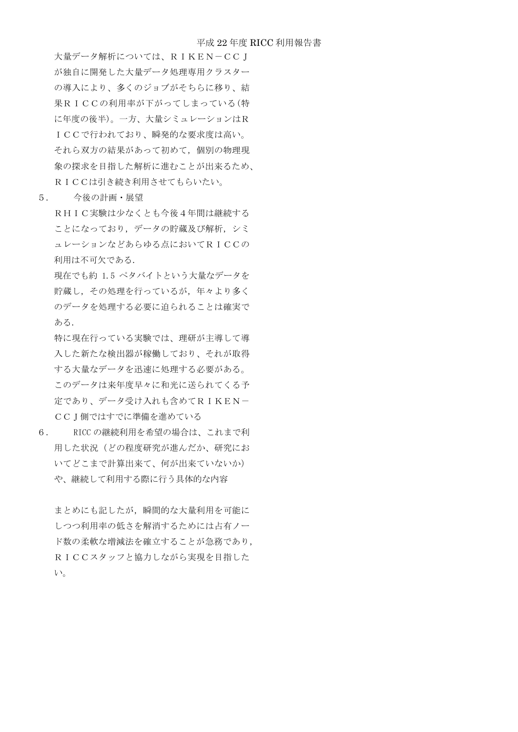大量データ解析については、ＲＩＫＥＮ－ＣＣＪが独自に開発した大量データ処理専用クラスターの導入により、多くのジョブがそちらに移り、結果ＲＩＣＣの利用率が下がってしまっている(特に年度の後半)。一方、大量シミュレーションはＲＩＣＣで行われており、瞬発的な要求度は高い。それら双方の結果があって初めて，個別の物理現象の探求を目指した解析に進むことが出来るため、ＲＩＣＣは引き続き利用させてもらいたい。

５．　今後の計画・展望

ＲＨＩＣ実験は少なくとも今後４年間は継続することになっており，データの貯蔵及び解析，シミュレーションなどあらゆる点においてＲＩＣＣの利用は不可欠である．

現在でも約 1.5 ペタバイトという大量なデータを貯蔵し，その処理を行っているが，年々より多くのデータを処理する必要に迫られることは確実である．

特に現在行っている実験では、理研が主導して導入した新たな検出器が稼働しており、それが取得する大量なデータを迅速に処理する必要がある。このデータは来年度早々に和光に送られてくる予定であり、データ受け入れも含めてＲＩＫＥＮ－ＣＣＪ側ではすでに準備を進めている

６．　RICC の継続利用を希望の場合は、これまで利用した状況（どの程度研究が進んだか、研究においてどこまで計算出来て、何が出来ていないか）や、継続して利用する際に行う具体的な内容

まとめにも記したが，瞬間的な大量利用を可能にしつつ利用率の低さを解消するためには占有ノード数の柔軟な増減法を確立することが急務であり，ＲＩＣＣスタッフと協力しながら実現を目指したい。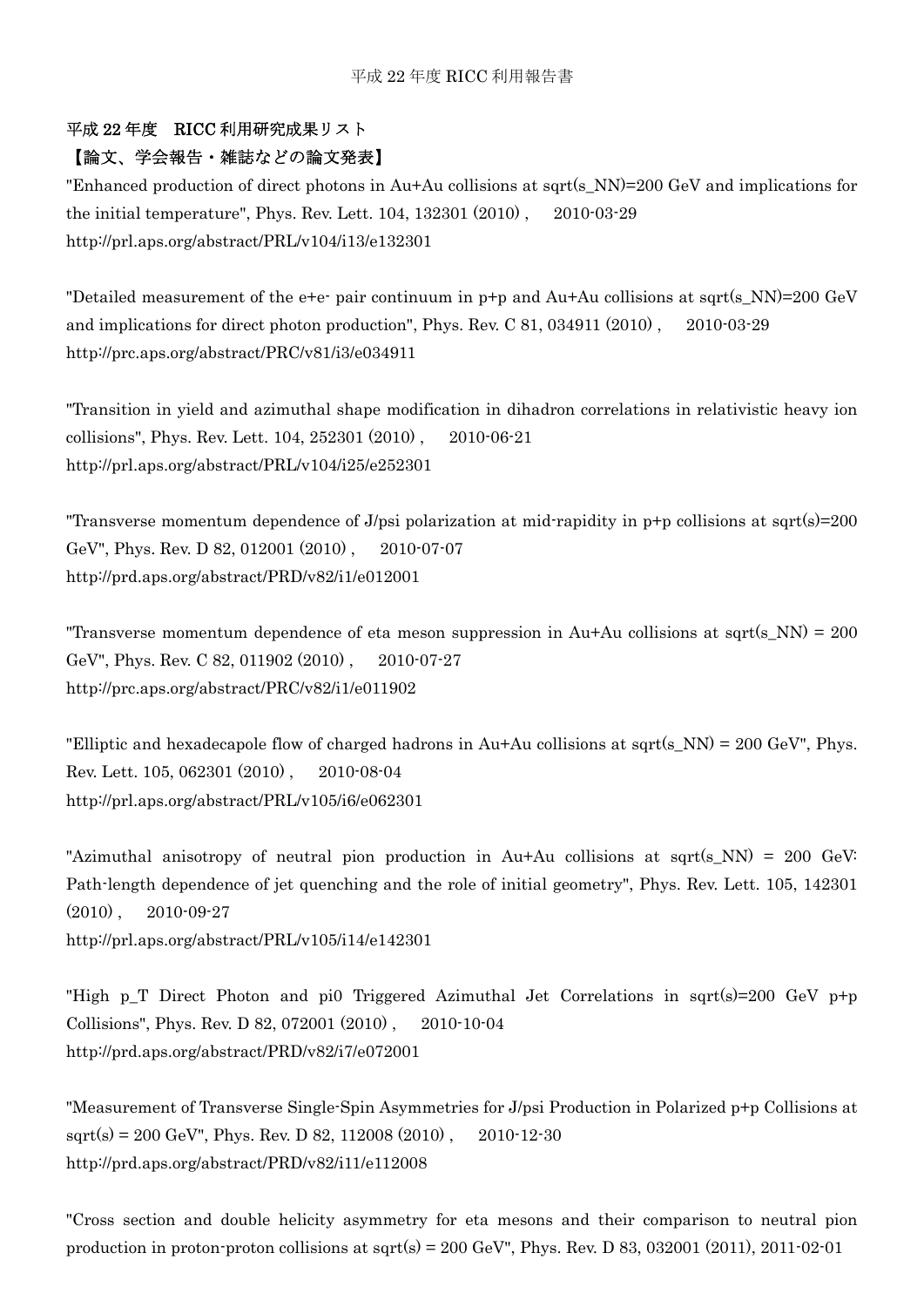## 平成 22 年度　RICC 利用研究成果リスト

### 【論文、学会報告・雑誌などの論文発表】

"Enhanced production of direct photons in Au+Au collisions at sqrt(s_NN)=200 GeV and implications for the initial temperature", Phys. Rev. Lett. 104, 132301 (2010) ,　2010-03-29
http://prl.aps.org/abstract/PRL/v104/i13/e132301

"Detailed measurement of the e+e- pair continuum in p+p and Au+Au collisions at sqrt(s_NN)=200 GeV and implications for direct photon production", Phys. Rev. C 81, 034911 (2010) ,　2010-03-29
http://prc.aps.org/abstract/PRC/v81/i3/e034911

"Transition in yield and azimuthal shape modification in dihadron correlations in relativistic heavy ion collisions", Phys. Rev. Lett. 104, 252301 (2010) ,　2010-06-21
http://prl.aps.org/abstract/PRL/v104/i25/e252301

"Transverse momentum dependence of J/psi polarization at mid-rapidity in p+p collisions at sqrt(s)=200 GeV", Phys. Rev. D 82, 012001 (2010) ,　2010-07-07
http://prd.aps.org/abstract/PRD/v82/i1/e012001

"Transverse momentum dependence of eta meson suppression in Au+Au collisions at sqrt(s_NN) = 200 GeV", Phys. Rev. C 82, 011902 (2010) ,　2010-07-27
http://prc.aps.org/abstract/PRC/v82/i1/e011902

"Elliptic and hexadecapole flow of charged hadrons in Au+Au collisions at sqrt(s_NN) = 200 GeV", Phys. Rev. Lett. 105, 062301 (2010) ,　2010-08-04
http://prl.aps.org/abstract/PRL/v105/i6/e062301

"Azimuthal anisotropy of neutral pion production in Au+Au collisions at sqrt(s_NN) = 200 GeV: Path-length dependence of jet quenching and the role of initial geometry", Phys. Rev. Lett. 105, 142301 (2010) ,　2010-09-27
http://prl.aps.org/abstract/PRL/v105/i14/e142301

"High p_T Direct Photon and pi0 Triggered Azimuthal Jet Correlations in sqrt(s)=200 GeV p+p Collisions", Phys. Rev. D 82, 072001 (2010) ,　2010-10-04
http://prd.aps.org/abstract/PRD/v82/i7/e072001

"Measurement of Transverse Single-Spin Asymmetries for J/psi Production in Polarized p+p Collisions at sqrt(s) = 200 GeV", Phys. Rev. D 82, 112008 (2010) ,　2010-12-30
http://prd.aps.org/abstract/PRD/v82/i11/e112008

"Cross section and double helicity asymmetry for eta mesons and their comparison to neutral pion production in proton-proton collisions at sqrt(s) = 200 GeV", Phys. Rev. D 83, 032001 (2011), 2011-02-01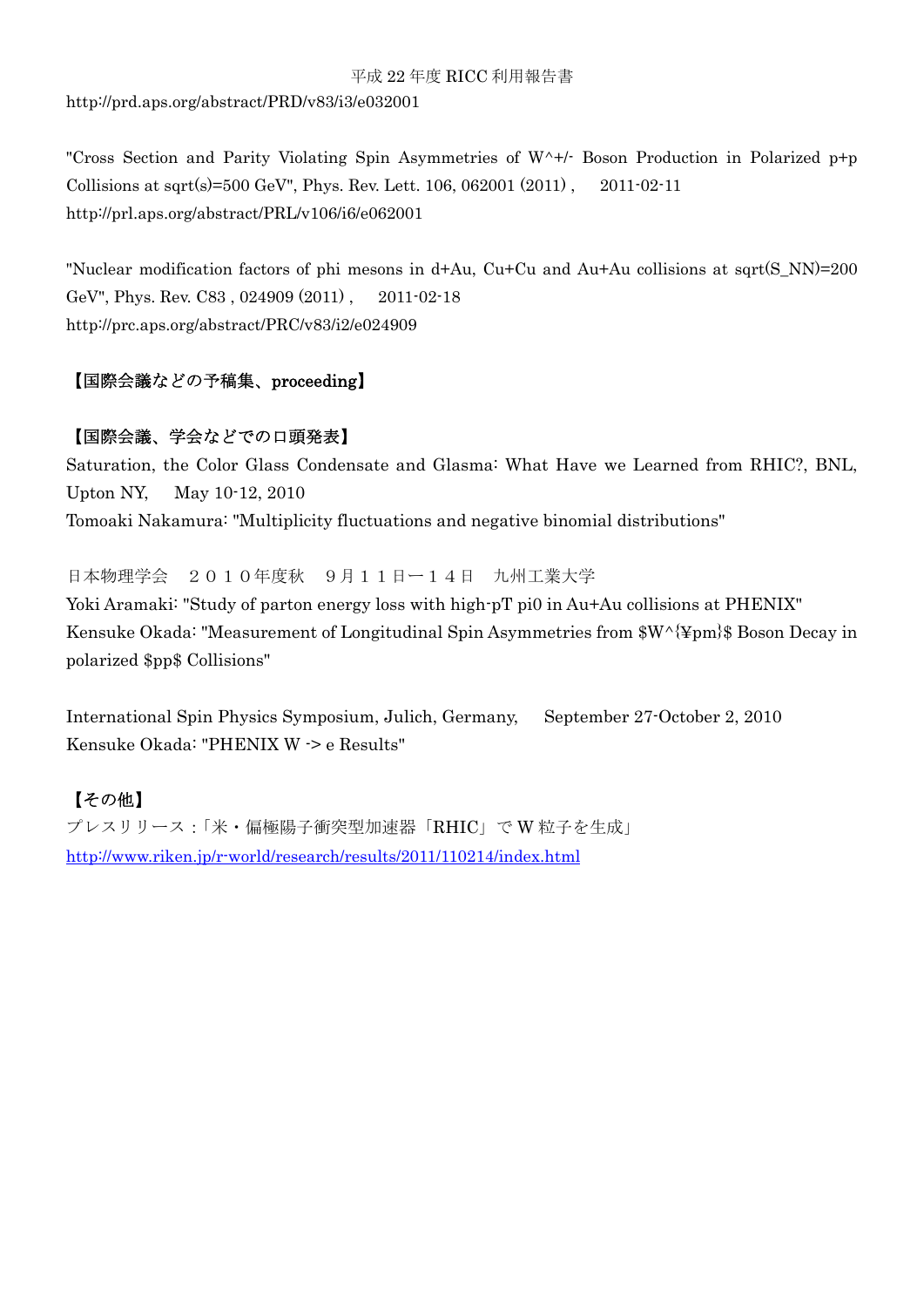http://prd.aps.org/abstract/PRD/v83/i3/e032001

"Cross Section and Parity Violating Spin Asymmetries of W^+/- Boson Production in Polarized p+p Collisions at sqrt(s)=500 GeV", Phys. Rev. Lett. 106, 062001 (2011) ,  2011-02-11
http://prl.aps.org/abstract/PRL/v106/i6/e062001

"Nuclear modification factors of phi mesons in d+Au, Cu+Cu and Au+Au collisions at sqrt(S_NN)=200 GeV", Phys. Rev. C83 , 024909 (2011) ,  2011-02-18
http://prc.aps.org/abstract/PRC/v83/i2/e024909

**【国際会議などの予稿集、proceeding】**

**【国際会議、学会などでの口頭発表】**

Saturation, the Color Glass Condensate and Glasma: What Have we Learned from RHIC?, BNL, Upton NY,  May 10-12, 2010
Tomoaki Nakamura: "Multiplicity fluctuations and negative binomial distributions"

日本物理学会　２０１０年度秋　９月１１日ー１４日　九州工業大学
Yoki Aramaki: "Study of parton energy loss with high-pT pi0 in Au+Au collisions at PHENIX"
Kensuke Okada: "Measurement of Longitudinal Spin Asymmetries from $W^{¥pm}$ Boson Decay in polarized $pp$ Collisions"

International Spin Physics Symposium, Julich, Germany,  September 27-October 2, 2010
Kensuke Okada: "PHENIX W -> e Results"

**【その他】**

プレスリリース :「米・偏極陽子衝突型加速器「RHIC」で W 粒子を生成」
http://www.riken.jp/r-world/research/results/2011/110214/index.html